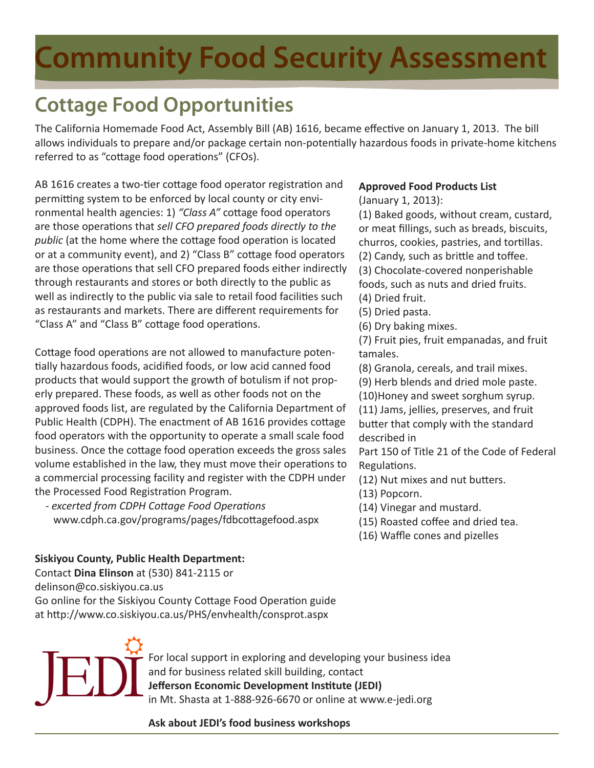# Community Food Security Assessment

## Cottage Food Opportunities

The California Homemade Food Act, Assembly Bill (AB) 1616, became effective on January 1, 2013. The bill allows individuals to prepare and/or package certain non-potentially hazardous foods in private-home kitchens referred to as "cottage food operations" (CFOs).

AB 1616 creates a two-tier cottage food operator registration and permitting system to be enforced by local county or city environmental health agencies: 1) *"Class A"* cottage food operators are those operations that *sell CFO prepared foods directly to the public* (at the home where the cottage food operation is located or at a community event), and 2) "Class B" cottage food operators are those operations that sell CFO prepared foods either indirectly through restaurants and stores or both directly to the public as well as indirectly to the public via sale to retail food facilities such as restaurants and markets. There are different requirements for "Class A" and "Class B" cottage food operations.

Cottage food operations are not allowed to manufacture potentially hazardous foods, acidified foods, or low acid canned food products that would support the growth of botulism if not properly prepared. These foods, as well as other foods not on the approved foods list, are regulated by the California Department of Public Health (CDPH). The enactment of AB 1616 provides cottage food operators with the opportunity to operate a small scale food business. Once the cottage food operation exceeds the gross sales volume established in the law, they must move their operations to a commercial processing facility and register with the CDPH under the Processed Food Registration Program.

- *excerted from CDPH Cottage Food Operations*
  www.cdph.ca.gov/programs/pages/fdbcottagefood.aspx

**Approved Food Products List**
(January 1, 2013):

(1) Baked goods, without cream, custard, or meat fillings, such as breads, biscuits, churros, cookies, pastries, and tortillas.
(2) Candy, such as brittle and toffee.
(3) Chocolate-covered nonperishable foods, such as nuts and dried fruits.
(4) Dried fruit.
(5) Dried pasta.
(6) Dry baking mixes.
(7) Fruit pies, fruit empanadas, and fruit tamales.
(8) Granola, cereals, and trail mixes.
(9) Herb blends and dried mole paste.
(10)Honey and sweet sorghum syrup.
(11) Jams, jellies, preserves, and fruit butter that comply with the standard described in
Part 150 of Title 21 of the Code of Federal Regulations.
(12) Nut mixes and nut butters.
(13) Popcorn.
(14) Vinegar and mustard.
(15) Roasted coffee and dried tea.
(16) Waffle cones and pizelles

**Siskiyou County, Public Health Department:**
Contact **Dina Elinson** at (530) 841-2115 or
delinson@co.siskiyou.ca.us
Go online for the Siskiyou County Cottage Food Operation guide at http://www.co.siskiyou.ca.us/PHS/envhealth/consprot.aspx

JEDI

For local support in exploring and developing your business idea and for business related skill building, contact
**Jefferson Economic Development Institute (JEDI)**
in Mt. Shasta at 1-888-926-6670 or online at www.e-jedi.org

**Ask about JEDI's food business workshops**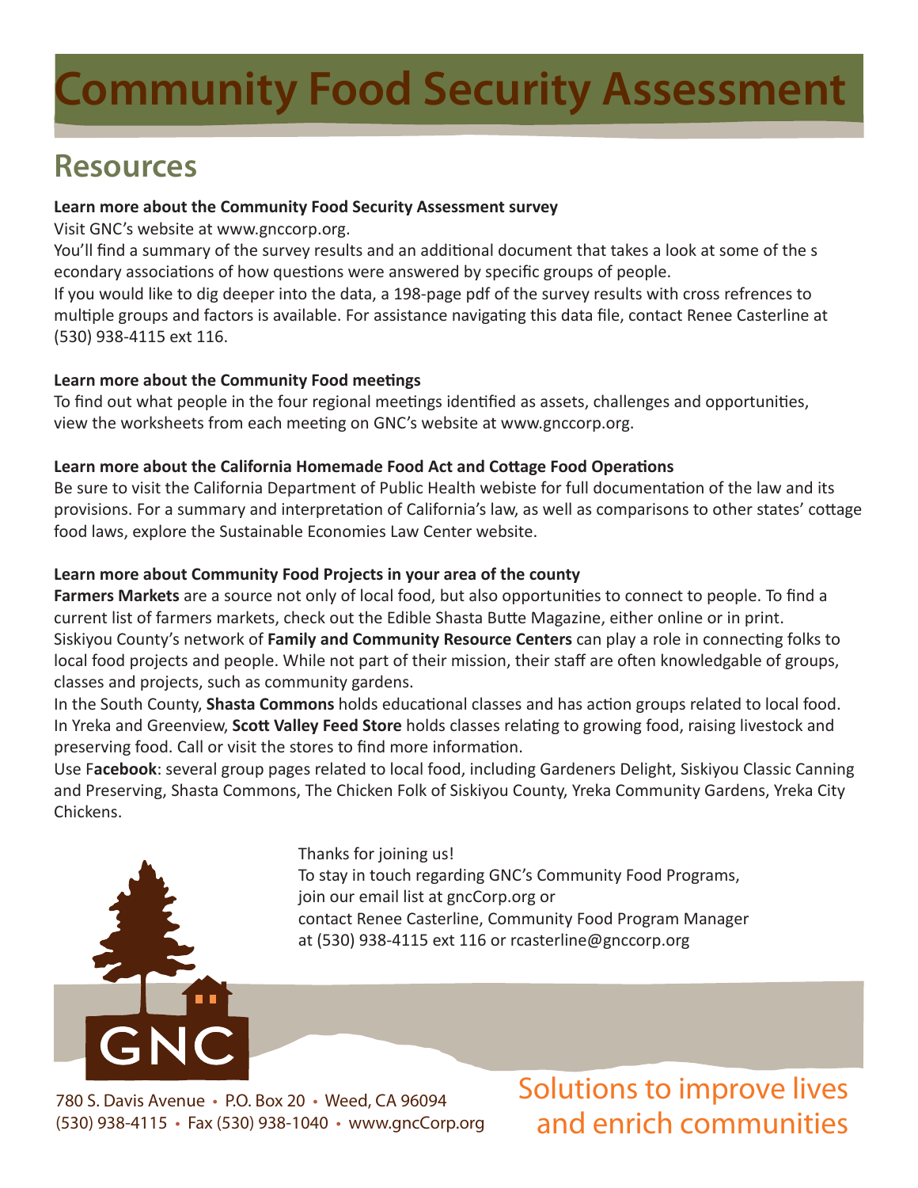# Community Food Security Assessment

## Resources

**Learn more about the Community Food Security Assessment survey**

Visit GNC's website at www.gnccorp.org.

You'll find a summary of the survey results and an additional document that takes a look at some of the s econdary associations of how questions were answered by specific groups of people.

If you would like to dig deeper into the data, a 198-page pdf of the survey results with cross refrences to multiple groups and factors is available. For assistance navigating this data file, contact Renee Casterline at (530) 938-4115 ext 116.

**Learn more about the Community Food meetings**

To find out what people in the four regional meetings identified as assets, challenges and opportunities, view the worksheets from each meeting on GNC's website at www.gnccorp.org.

**Learn more about the California Homemade Food Act and Cottage Food Operations**

Be sure to visit the California Department of Public Health webiste for full documentation of the law and its provisions. For a summary and interpretation of California's law, as well as comparisons to other states' cottage food laws, explore the Sustainable Economies Law Center website.

**Learn more about Community Food Projects in your area of the county**

**Farmers Markets** are a source not only of local food, but also opportunities to connect to people. To find a current list of farmers markets, check out the Edible Shasta Butte Magazine, either online or in print.

Siskiyou County's network of **Family and Community Resource Centers** can play a role in connecting folks to local food projects and people. While not part of their mission, their staff are often knowledgable of groups, classes and projects, such as community gardens.

In the South County, **Shasta Commons** holds educational classes and has action groups related to local food.

In Yreka and Greenview, **Scott Valley Feed Store** holds classes relating to growing food, raising livestock and preserving food. Call or visit the stores to find more information.

Use F**acebook**: several group pages related to local food, including Gardeners Delight, Siskiyou Classic Canning and Preserving, Shasta Commons, The Chicken Folk of Siskiyou County, Yreka Community Gardens, Yreka City Chickens.

Thanks for joining us!
To stay in touch regarding GNC's Community Food Programs, join our email list at gncCorp.org or contact Renee Casterline, Community Food Program Manager at (530) 938-4115 ext 116 or rcasterline@gnccorp.org

GNC

780 S. Davis Avenue • P.O. Box 20 • Weed, CA 96094
(530) 938-4115 • Fax (530) 938-1040 • www.gncCorp.org

Solutions to improve lives and enrich communities